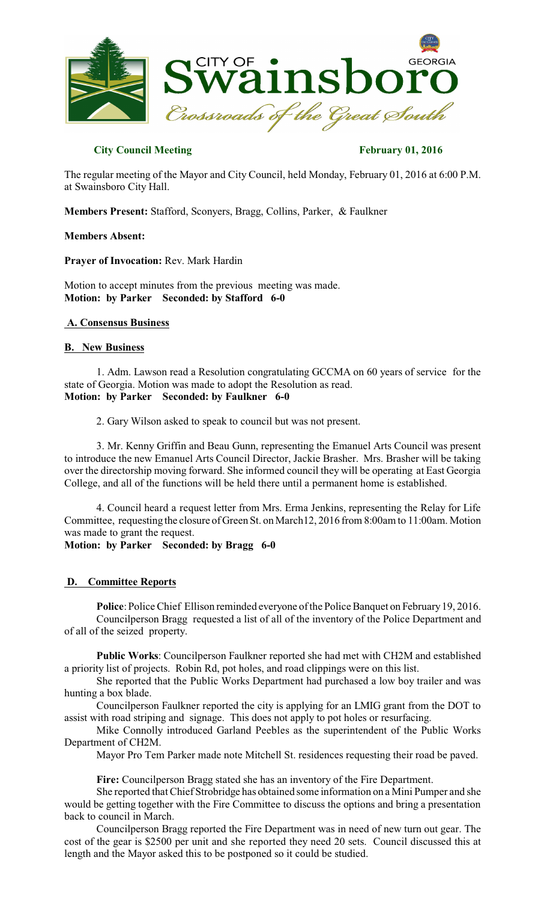CITY OF Swainsboro GEORGIA
Crossroads of the Great South

**City Council Meeting** **February 01, 2016**

The regular meeting of the Mayor and City Council, held Monday, February 01, 2016 at 6:00 P.M. at Swainsboro City Hall.

**Members Present:** Stafford, Sconyers, Bragg, Collins, Parker, & Faulkner

**Members Absent:**

**Prayer of Invocation:** Rev. Mark Hardin

Motion to accept minutes from the previous meeting was made.
**Motion: by Parker Seconded: by Stafford 6-0**

**A. Consensus Business**

**B. New Business**

1. Adm. Lawson read a Resolution congratulating GCCMA on 60 years of service for the state of Georgia. Motion was made to adopt the Resolution as read.
**Motion: by Parker Seconded: by Faulkner 6-0**

2. Gary Wilson asked to speak to council but was not present.

3. Mr. Kenny Griffin and Beau Gunn, representing the Emanuel Arts Council was present to introduce the new Emanuel Arts Council Director, Jackie Brasher. Mrs. Brasher will be taking over the directorship moving forward. She informed council they will be operating at East Georgia College, and all of the functions will be held there until a permanent home is established.

4. Council heard a request letter from Mrs. Erma Jenkins, representing the Relay for Life Committee, requesting the closure of Green St. on March12, 2016 from 8:00am to 11:00am. Motion was made to grant the request.
**Motion: by Parker Seconded: by Bragg 6-0**

**D. Committee Reports**

**Police**: Police Chief Ellison reminded everyone of the Police Banquet on February 19, 2016.

Councilperson Bragg requested a list of all of the inventory of the Police Department and of all of the seized property.

**Public Works**: Councilperson Faulkner reported she had met with CH2M and established a priority list of projects. Robin Rd, pot holes, and road clippings were on this list.

She reported that the Public Works Department had purchased a low boy trailer and was hunting a box blade.

Councilperson Faulkner reported the city is applying for an LMIG grant from the DOT to assist with road striping and signage. This does not apply to pot holes or resurfacing.

Mike Connolly introduced Garland Peebles as the superintendent of the Public Works Department of CH2M.

Mayor Pro Tem Parker made note Mitchell St. residences requesting their road be paved.

**Fire:** Councilperson Bragg stated she has an inventory of the Fire Department.

She reported that Chief Strobridge has obtained some information on a Mini Pumper and she would be getting together with the Fire Committee to discuss the options and bring a presentation back to council in March.

Councilperson Bragg reported the Fire Department was in need of new turn out gear. The cost of the gear is $2500 per unit and she reported they need 20 sets. Council discussed this at length and the Mayor asked this to be postponed so it could be studied.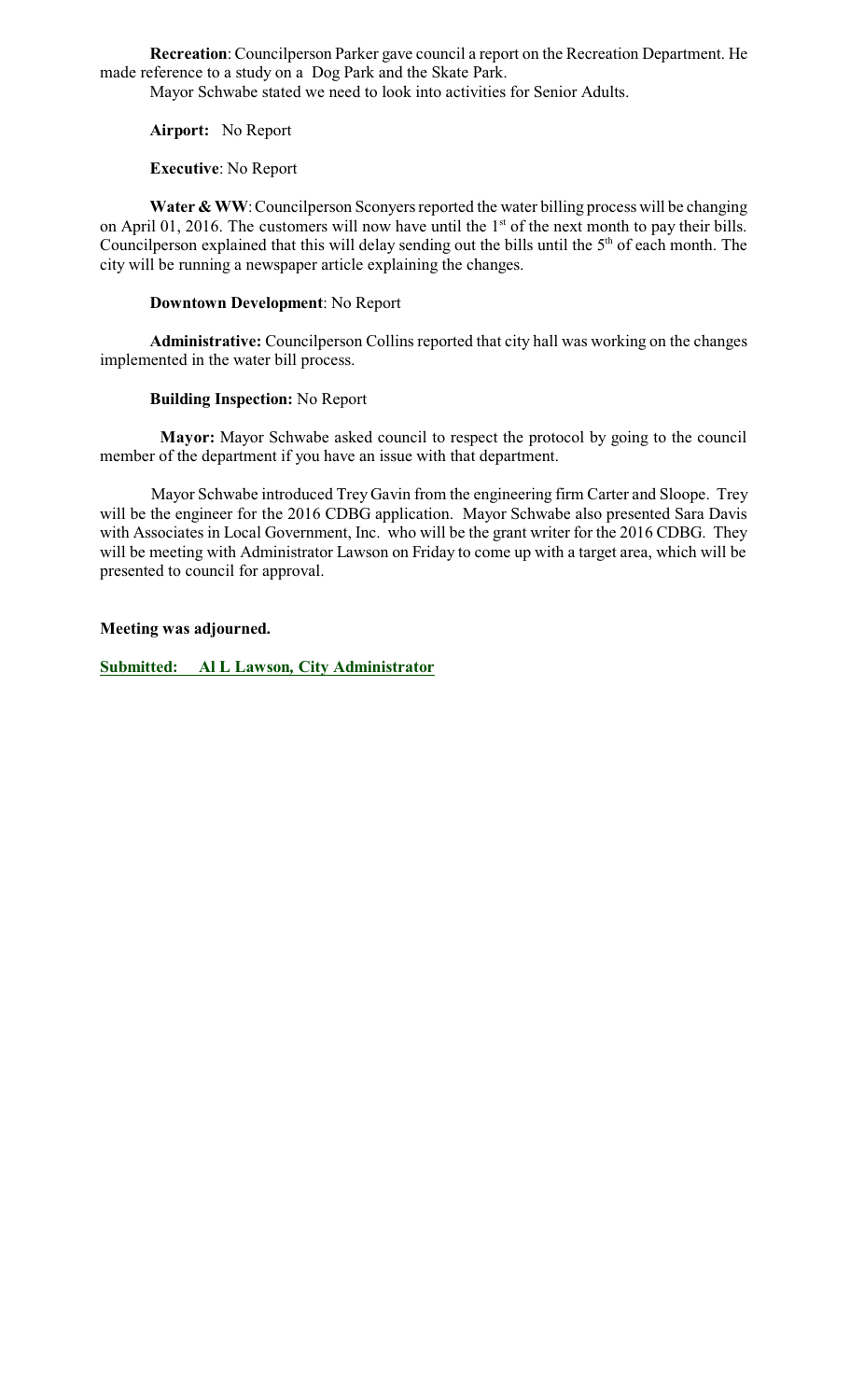**Recreation**: Councilperson Parker gave council a report on the Recreation Department. He made reference to a study on a Dog Park and the Skate Park.

Mayor Schwabe stated we need to look into activities for Senior Adults.

**Airport:** No Report

**Executive**: No Report

**Water & WW**: Councilperson Sconyers reported the water billing process will be changing on April 01, 2016. The customers will now have until the 1st of the next month to pay their bills. Councilperson explained that this will delay sending out the bills until the 5th of each month. The city will be running a newspaper article explaining the changes.

**Downtown Development**: No Report

**Administrative:** Councilperson Collins reported that city hall was working on the changes implemented in the water bill process.

**Building Inspection:** No Report

**Mayor:** Mayor Schwabe asked council to respect the protocol by going to the council member of the department if you have an issue with that department.

Mayor Schwabe introduced Trey Gavin from the engineering firm Carter and Sloope. Trey will be the engineer for the 2016 CDBG application. Mayor Schwabe also presented Sara Davis with Associates in Local Government, Inc. who will be the grant writer for the 2016 CDBG. They will be meeting with Administrator Lawson on Friday to come up with a target area, which will be presented to council for approval.

**Meeting was adjourned.**

**Submitted: Al L Lawson, City Administrator**